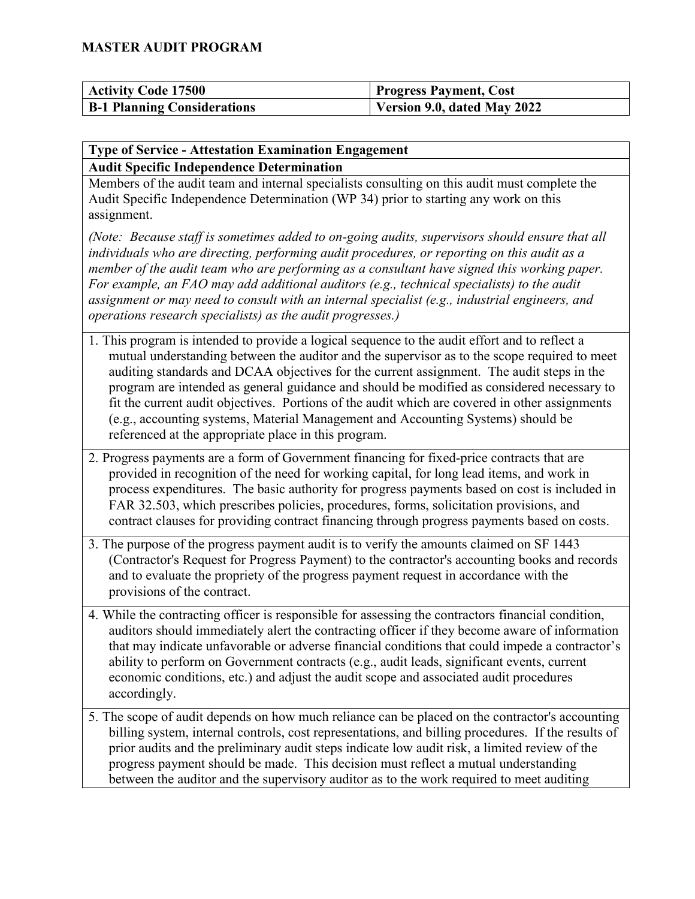**MASTER AUDIT PROGRAM**

| **Activity Code 17500** | **Progress Payment, Cost** |
|---|---|
| **B-1 Planning Considerations** | **Version 9.0, dated May 2022** |

**Type of Service - Attestation Examination Engagement**

**Audit Specific Independence Determination**

Members of the audit team and internal specialists consulting on this audit must complete the Audit Specific Independence Determination (WP 34) prior to starting any work on this assignment.

*(Note: Because staff is sometimes added to on-going audits, supervisors should ensure that all individuals who are directing, performing audit procedures, or reporting on this audit as a member of the audit team who are performing as a consultant have signed this working paper. For example, an FAO may add additional auditors (e.g., technical specialists) to the audit assignment or may need to consult with an internal specialist (e.g., industrial engineers, and operations research specialists) as the audit progresses.)*

1. This program is intended to provide a logical sequence to the audit effort and to reflect a mutual understanding between the auditor and the supervisor as to the scope required to meet auditing standards and DCAA objectives for the current assignment. The audit steps in the program are intended as general guidance and should be modified as considered necessary to fit the current audit objectives. Portions of the audit which are covered in other assignments (e.g., accounting systems, Material Management and Accounting Systems) should be referenced at the appropriate place in this program.

2. Progress payments are a form of Government financing for fixed-price contracts that are provided in recognition of the need for working capital, for long lead items, and work in process expenditures. The basic authority for progress payments based on cost is included in FAR 32.503, which prescribes policies, procedures, forms, solicitation provisions, and contract clauses for providing contract financing through progress payments based on costs.

3. The purpose of the progress payment audit is to verify the amounts claimed on SF 1443 (Contractor's Request for Progress Payment) to the contractor's accounting books and records and to evaluate the propriety of the progress payment request in accordance with the provisions of the contract.

4. While the contracting officer is responsible for assessing the contractors financial condition, auditors should immediately alert the contracting officer if they become aware of information that may indicate unfavorable or adverse financial conditions that could impede a contractor's ability to perform on Government contracts (e.g., audit leads, significant events, current economic conditions, etc.) and adjust the audit scope and associated audit procedures accordingly.

5. The scope of audit depends on how much reliance can be placed on the contractor's accounting billing system, internal controls, cost representations, and billing procedures. If the results of prior audits and the preliminary audit steps indicate low audit risk, a limited review of the progress payment should be made. This decision must reflect a mutual understanding between the auditor and the supervisory auditor as to the work required to meet auditing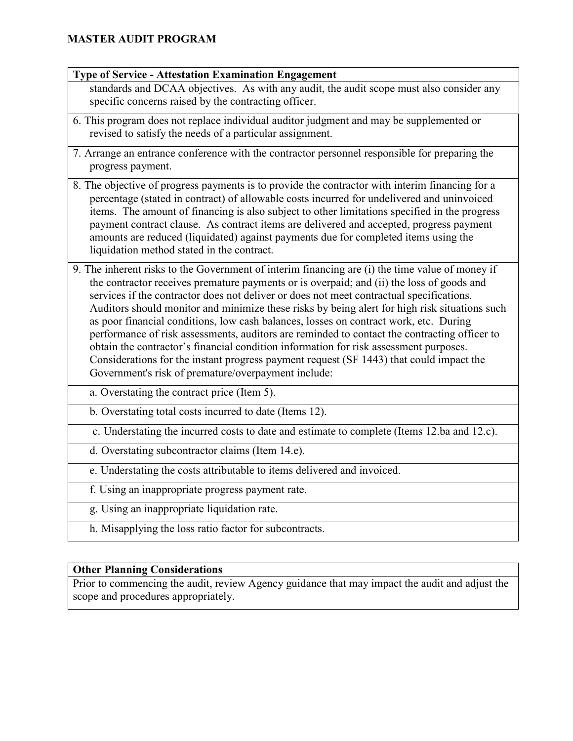# MASTER AUDIT PROGRAM

| Type of Service - Attestation Examination Engagement |
|---|
| standards and DCAA objectives. As with any audit, the audit scope must also consider any specific concerns raised by the contracting officer. |
| 6. This program does not replace individual auditor judgment and may be supplemented or revised to satisfy the needs of a particular assignment. |
| 7. Arrange an entrance conference with the contractor personnel responsible for preparing the progress payment. |
| 8. The objective of progress payments is to provide the contractor with interim financing for a percentage (stated in contract) of allowable costs incurred for undelivered and uninvoiced items. The amount of financing is also subject to other limitations specified in the progress payment contract clause. As contract items are delivered and accepted, progress payment amounts are reduced (liquidated) against payments due for completed items using the liquidation method stated in the contract. |
| 9. The inherent risks to the Government of interim financing are (i) the time value of money if the contractor receives premature payments or is overpaid; and (ii) the loss of goods and services if the contractor does not deliver or does not meet contractual specifications. Auditors should monitor and minimize these risks by being alert for high risk situations such as poor financial conditions, low cash balances, losses on contract work, etc. During performance of risk assessments, auditors are reminded to contact the contracting officer to obtain the contractor's financial condition information for risk assessment purposes. Considerations for the instant progress payment request (SF 1443) that could impact the Government's risk of premature/overpayment include: |
| a. Overstating the contract price (Item 5). |
| b. Overstating total costs incurred to date (Items 12). |
| c. Understating the incurred costs to date and estimate to complete (Items 12.ba and 12.c). |
| d. Overstating subcontractor claims (Item 14.e). |
| e. Understating the costs attributable to items delivered and invoiced. |
| f. Using an inappropriate progress payment rate. |
| g. Using an inappropriate liquidation rate. |
| h. Misapplying the loss ratio factor for subcontracts. |

| Other Planning Considerations |
|---|
| Prior to commencing the audit, review Agency guidance that may impact the audit and adjust the scope and procedures appropriately. |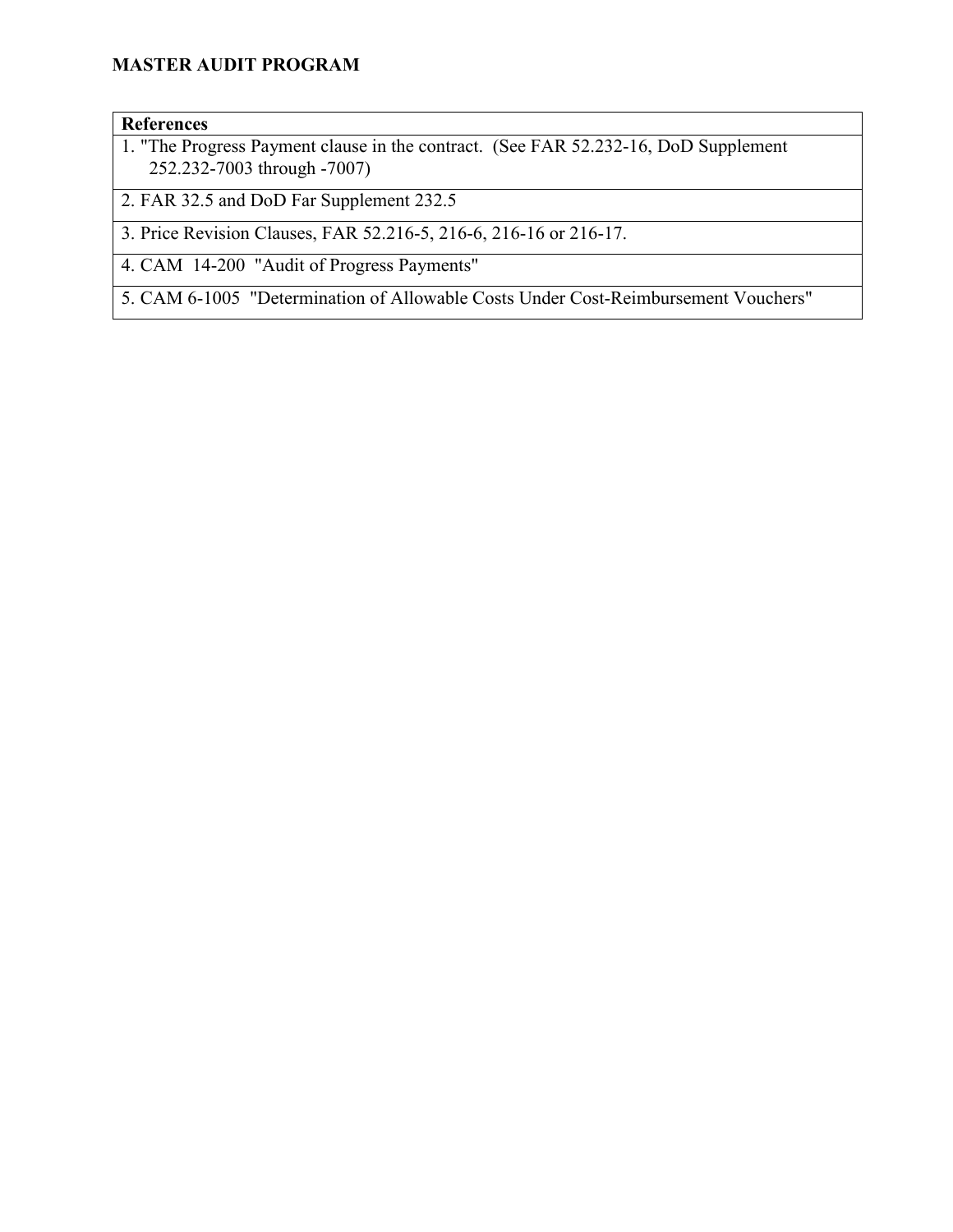**MASTER AUDIT PROGRAM**

| References |
|---|
| 1. "The Progress Payment clause in the contract. (See FAR 52.232-16, DoD Supplement 252.232-7003 through -7007) |
| 2. FAR 32.5 and DoD Far Supplement 232.5 |
| 3. Price Revision Clauses, FAR 52.216-5, 216-6, 216-16 or 216-17. |
| 4. CAM 14-200 "Audit of Progress Payments" |
| 5. CAM 6-1005 "Determination of Allowable Costs Under Cost-Reimbursement Vouchers" |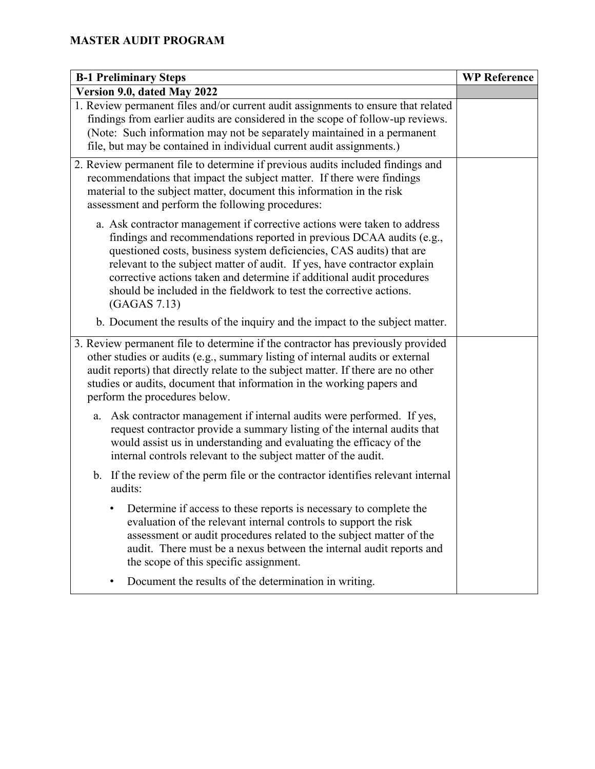# MASTER AUDIT PROGRAM

| B-1 Preliminary Steps | WP Reference |
|---|---|
| **Version 9.0, dated May 2022** | |
| 1. Review permanent files and/or current audit assignments to ensure that related findings from earlier audits are considered in the scope of follow-up reviews. (Note: Such information may not be separately maintained in a permanent file, but may be contained in individual current audit assignments.) | |
| 2. Review permanent file to determine if previous audits included findings and recommendations that impact the subject matter. If there were findings material to the subject matter, document this information in the risk assessment and perform the following procedures:<br><br>a. Ask contractor management if corrective actions were taken to address findings and recommendations reported in previous DCAA audits (e.g., questioned costs, business system deficiencies, CAS audits) that are relevant to the subject matter of audit. If yes, have contractor explain corrective actions taken and determine if additional audit procedures should be included in the fieldwork to test the corrective actions. (GAGAS 7.13)<br><br>b. Document the results of the inquiry and the impact to the subject matter. | |
| 3. Review permanent file to determine if the contractor has previously provided other studies or audits (e.g., summary listing of internal audits or external audit reports) that directly relate to the subject matter. If there are no other studies or audits, document that information in the working papers and perform the procedures below.<br><br>a. Ask contractor management if internal audits were performed. If yes, request contractor provide a summary listing of the internal audits that would assist us in understanding and evaluating the efficacy of the internal controls relevant to the subject matter of the audit.<br><br>b. If the review of the perm file or the contractor identifies relevant internal audits:<br><br>• Determine if access to these reports is necessary to complete the evaluation of the relevant internal controls to support the risk assessment or audit procedures related to the subject matter of the audit. There must be a nexus between the internal audit reports and the scope of this specific assignment.<br><br>• Document the results of the determination in writing. | |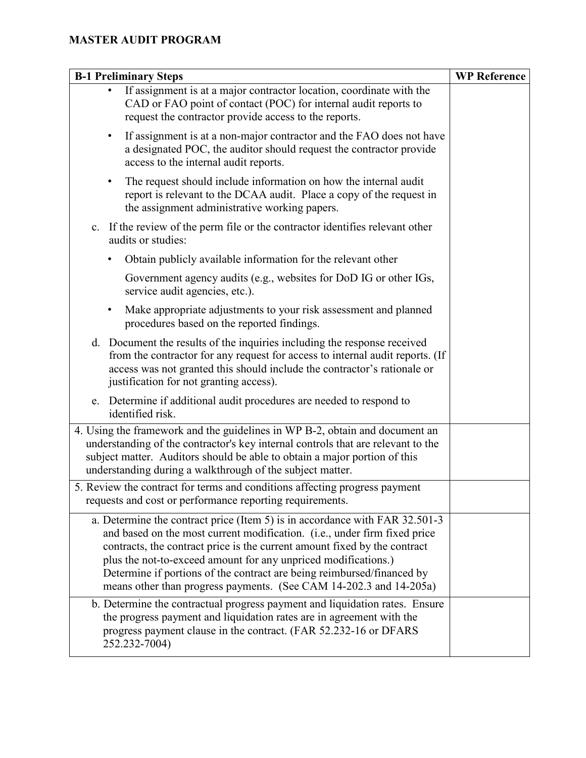## MASTER AUDIT PROGRAM

| B-1 Preliminary Steps | WP Reference |
|---|---|
| • If assignment is at a major contractor location, coordinate with the CAD or FAO point of contact (POC) for internal audit reports to request the contractor provide access to the reports.<br><br>• If assignment is at a non-major contractor and the FAO does not have a designated POC, the auditor should request the contractor provide access to the internal audit reports.<br><br>• The request should include information on how the internal audit report is relevant to the DCAA audit. Place a copy of the request in the assignment administrative working papers.<br><br>c. If the review of the perm file or the contractor identifies relevant other audits or studies:<br><br>• Obtain publicly available information for the relevant other Government agency audits (e.g., websites for DoD IG or other IGs, service audit agencies, etc.).<br><br>• Make appropriate adjustments to your risk assessment and planned procedures based on the reported findings.<br><br>d. Document the results of the inquiries including the response received from the contractor for any request for access to internal audit reports. (If access was not granted this should include the contractor's rationale or justification for not granting access).<br><br>e. Determine if additional audit procedures are needed to respond to identified risk. | |
| 4. Using the framework and the guidelines in WP B-2, obtain and document an understanding of the contractor's key internal controls that are relevant to the subject matter. Auditors should be able to obtain a major portion of this understanding during a walkthrough of the subject matter. | |
| 5. Review the contract for terms and conditions affecting progress payment requests and cost or performance reporting requirements. | |
| a. Determine the contract price (Item 5) is in accordance with FAR 32.501-3 and based on the most current modification. (i.e., under firm fixed price contracts, the contract price is the current amount fixed by the contract plus the not-to-exceed amount for any unpriced modifications.) Determine if portions of the contract are being reimbursed/financed by means other than progress payments. (See CAM 14-202.3 and 14-205a) | |
| b. Determine the contractual progress payment and liquidation rates. Ensure the progress payment and liquidation rates are in agreement with the progress payment clause in the contract. (FAR 52.232-16 or DFARS 252.232-7004) | |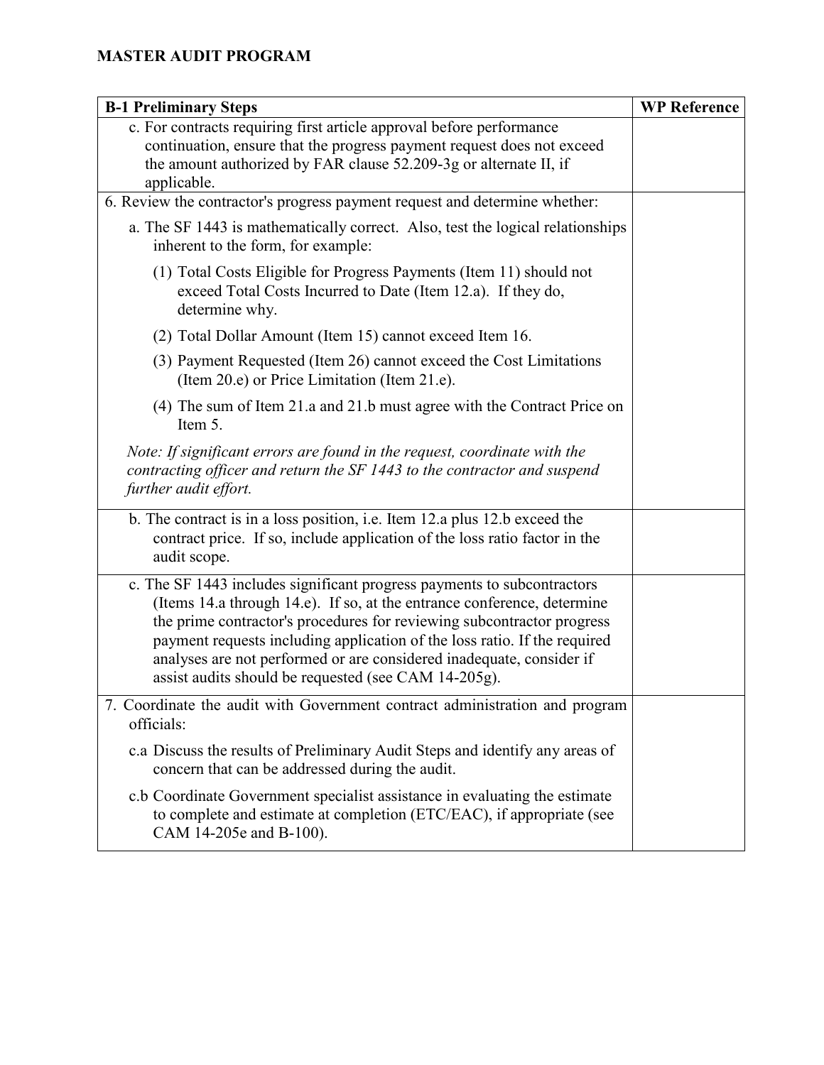**MASTER AUDIT PROGRAM**

| B-1 Preliminary Steps | WP Reference |
|---|---|
| c. For contracts requiring first article approval before performance continuation, ensure that the progress payment request does not exceed the amount authorized by FAR clause 52.209-3g or alternate II, if applicable. | |
| 6. Review the contractor's progress payment request and determine whether:<br><br>a. The SF 1443 is mathematically correct. Also, test the logical relationships inherent to the form, for example:<br><br>(1) Total Costs Eligible for Progress Payments (Item 11) should not exceed Total Costs Incurred to Date (Item 12.a). If they do, determine why.<br><br>(2) Total Dollar Amount (Item 15) cannot exceed Item 16.<br><br>(3) Payment Requested (Item 26) cannot exceed the Cost Limitations (Item 20.e) or Price Limitation (Item 21.e).<br><br>(4) The sum of Item 21.a and 21.b must agree with the Contract Price on Item 5.<br><br>*Note: If significant errors are found in the request, coordinate with the contracting officer and return the SF 1443 to the contractor and suspend further audit effort.* | |
| b. The contract is in a loss position, i.e. Item 12.a plus 12.b exceed the contract price. If so, include application of the loss ratio factor in the audit scope. | |
| c. The SF 1443 includes significant progress payments to subcontractors (Items 14.a through 14.e). If so, at the entrance conference, determine the prime contractor's procedures for reviewing subcontractor progress payment requests including application of the loss ratio. If the required analyses are not performed or are considered inadequate, consider if assist audits should be requested (see CAM 14-205g). | |
| 7. Coordinate the audit with Government contract administration and program officials:<br><br>c.a Discuss the results of Preliminary Audit Steps and identify any areas of concern that can be addressed during the audit.<br><br>c.b Coordinate Government specialist assistance in evaluating the estimate to complete and estimate at completion (ETC/EAC), if appropriate (see CAM 14-205e and B-100). | |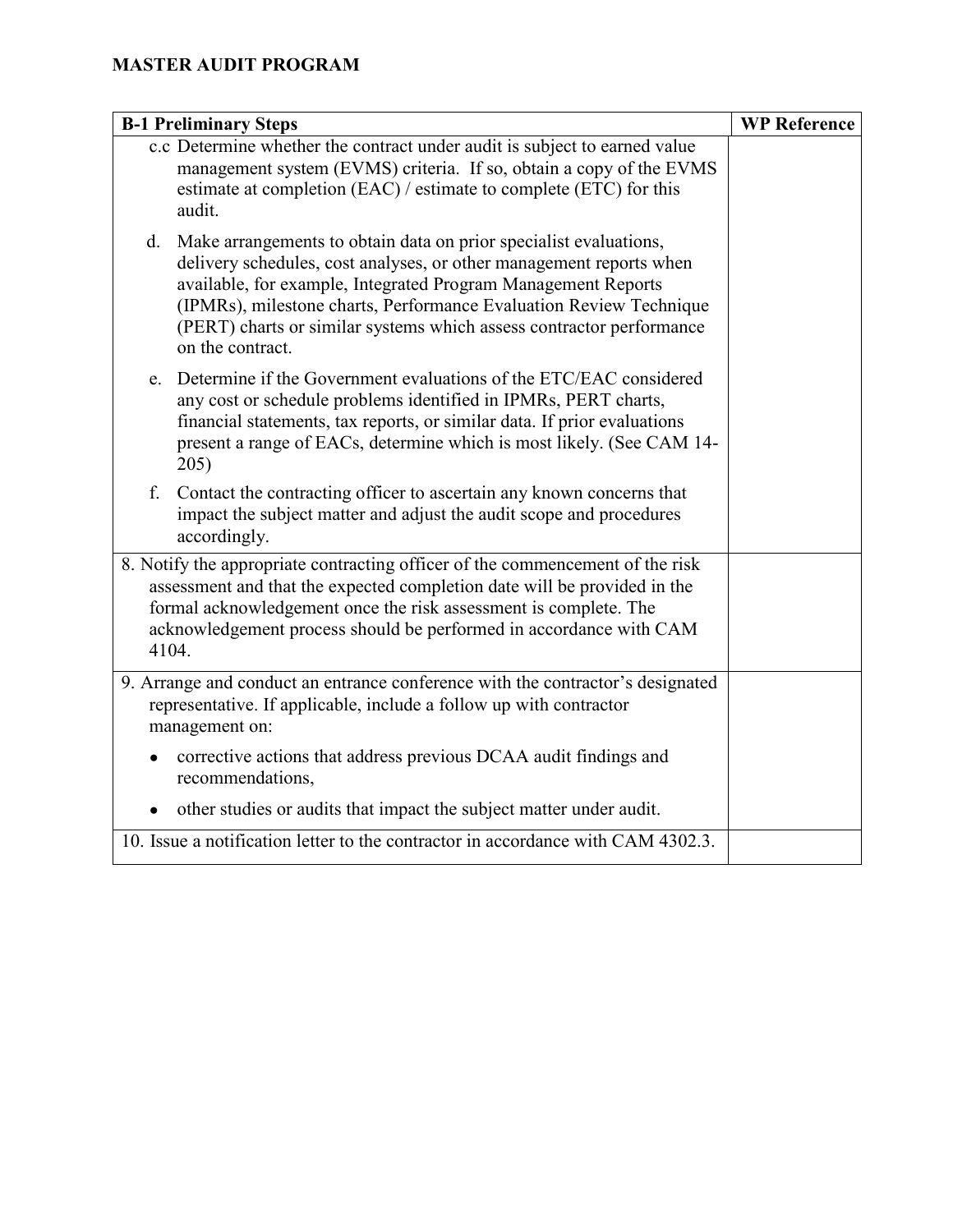**MASTER AUDIT PROGRAM**

| B-1 Preliminary Steps | WP Reference |
|---|---|
| c.c Determine whether the contract under audit is subject to earned value management system (EVMS) criteria. If so, obtain a copy of the EVMS estimate at completion (EAC) / estimate to complete (ETC) for this audit.<br><br>d. Make arrangements to obtain data on prior specialist evaluations, delivery schedules, cost analyses, or other management reports when available, for example, Integrated Program Management Reports (IPMRs), milestone charts, Performance Evaluation Review Technique (PERT) charts or similar systems which assess contractor performance on the contract.<br><br>e. Determine if the Government evaluations of the ETC/EAC considered any cost or schedule problems identified in IPMRs, PERT charts, financial statements, tax reports, or similar data. If prior evaluations present a range of EACs, determine which is most likely. (See CAM 14-205)<br><br>f. Contact the contracting officer to ascertain any known concerns that impact the subject matter and adjust the audit scope and procedures accordingly. | |
| 8. Notify the appropriate contracting officer of the commencement of the risk assessment and that the expected completion date will be provided in the formal acknowledgement once the risk assessment is complete. The acknowledgement process should be performed in accordance with CAM 4104. | |
| 9. Arrange and conduct an entrance conference with the contractor's designated representative. If applicable, include a follow up with contractor management on:<br><br>• corrective actions that address previous DCAA audit findings and recommendations,<br><br>• other studies or audits that impact the subject matter under audit. | |
| 10. Issue a notification letter to the contractor in accordance with CAM 4302.3. | |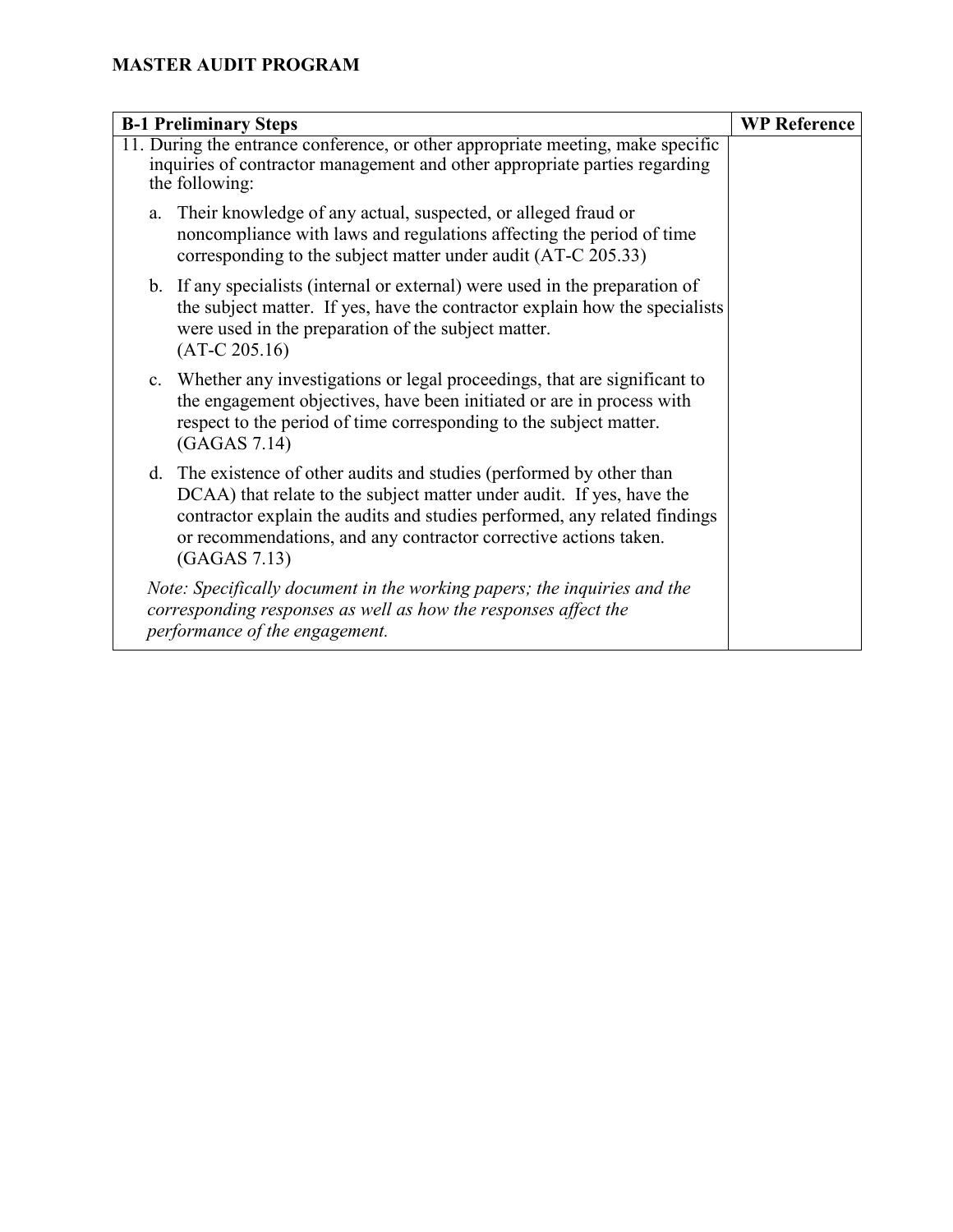**MASTER AUDIT PROGRAM**

| B-1 Preliminary Steps | WP Reference |
|---|---|
| 11. During the entrance conference, or other appropriate meeting, make specific inquiries of contractor management and other appropriate parties regarding the following:<br><br>a. Their knowledge of any actual, suspected, or alleged fraud or noncompliance with laws and regulations affecting the period of time corresponding to the subject matter under audit (AT-C 205.33)<br><br>b. If any specialists (internal or external) were used in the preparation of the subject matter. If yes, have the contractor explain how the specialists were used in the preparation of the subject matter. (AT-C 205.16)<br><br>c. Whether any investigations or legal proceedings, that are significant to the engagement objectives, have been initiated or are in process with respect to the period of time corresponding to the subject matter. (GAGAS 7.14)<br><br>d. The existence of other audits and studies (performed by other than DCAA) that relate to the subject matter under audit. If yes, have the contractor explain the audits and studies performed, any related findings or recommendations, and any contractor corrective actions taken. (GAGAS 7.13)<br><br>*Note: Specifically document in the working papers; the inquiries and the corresponding responses as well as how the responses affect the performance of the engagement.* | |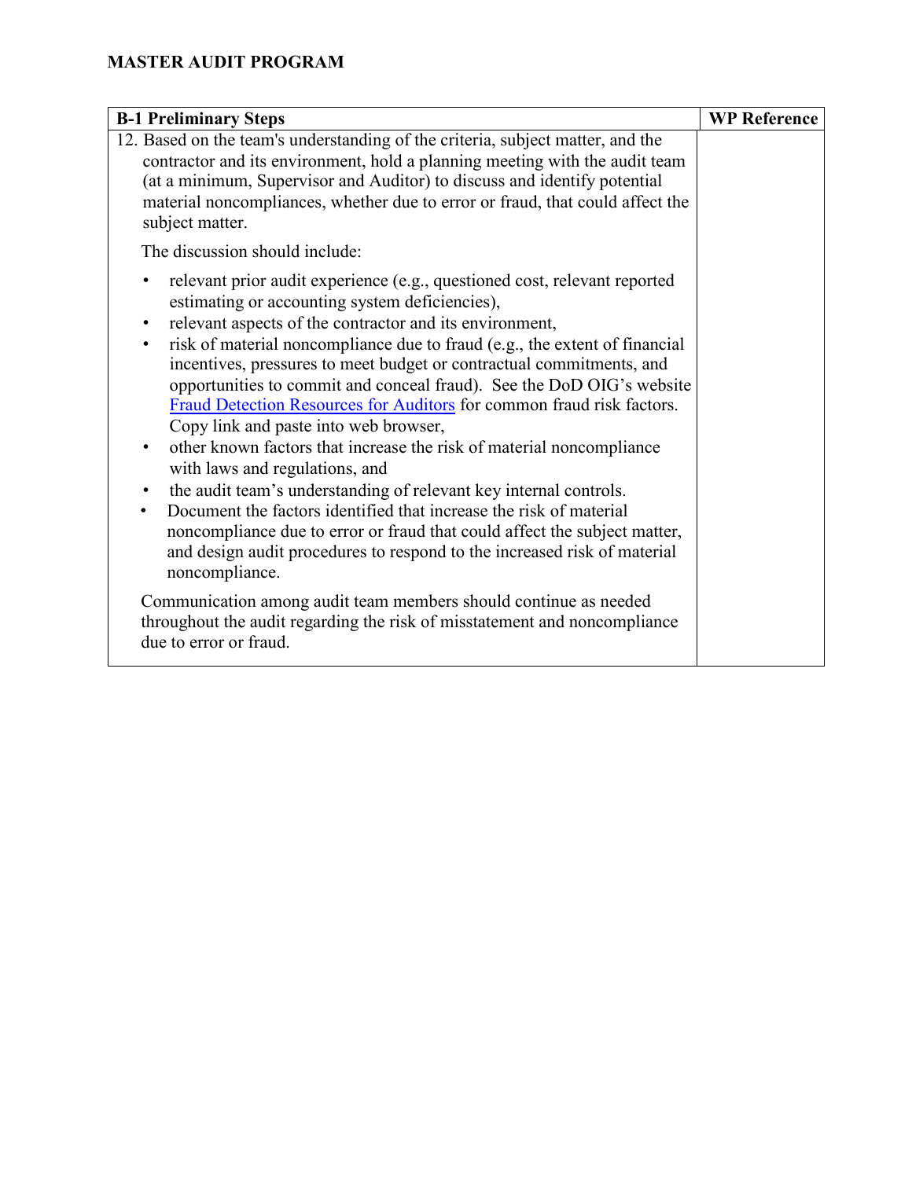**MASTER AUDIT PROGRAM**

| B-1 Preliminary Steps | WP Reference |
|---|---|
| 12. Based on the team's understanding of the criteria, subject matter, and the contractor and its environment, hold a planning meeting with the audit team (at a minimum, Supervisor and Auditor) to discuss and identify potential material noncompliances, whether due to error or fraud, that could affect the subject matter.<br><br>The discussion should include:<br><br>• relevant prior audit experience (e.g., questioned cost, relevant reported estimating or accounting system deficiencies),<br>• relevant aspects of the contractor and its environment,<br>• risk of material noncompliance due to fraud (e.g., the extent of financial incentives, pressures to meet budget or contractual commitments, and opportunities to commit and conceal fraud). See the DoD OIG's website [Fraud Detection Resources for Auditors] for common fraud risk factors. Copy link and paste into web browser,<br>• other known factors that increase the risk of material noncompliance with laws and regulations, and<br>• the audit team's understanding of relevant key internal controls.<br>• Document the factors identified that increase the risk of material noncompliance due to error or fraud that could affect the subject matter, and design audit procedures to respond to the increased risk of material noncompliance.<br><br>Communication among audit team members should continue as needed throughout the audit regarding the risk of misstatement and noncompliance due to error or fraud. | |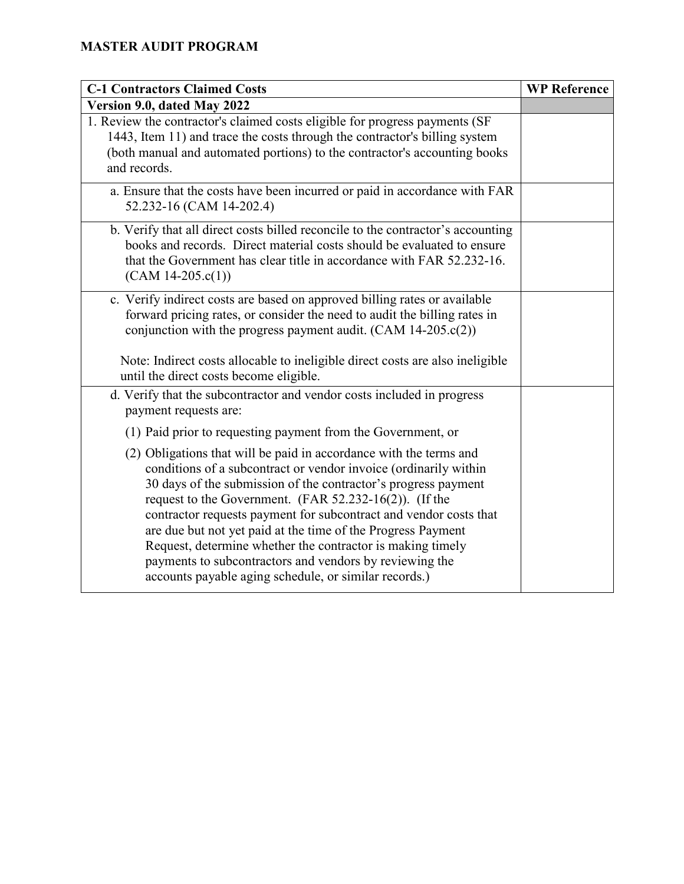**MASTER AUDIT PROGRAM**

| C-1 Contractors Claimed Costs | WP Reference |
| --- | --- |
| **Version 9.0, dated May 2022** | |
| 1. Review the contractor's claimed costs eligible for progress payments (SF 1443, Item 11) and trace the costs through the contractor's billing system (both manual and automated portions) to the contractor's accounting books and records. | |
| a. Ensure that the costs have been incurred or paid in accordance with FAR 52.232-16 (CAM 14-202.4) | |
| b. Verify that all direct costs billed reconcile to the contractor's accounting books and records. Direct material costs should be evaluated to ensure that the Government has clear title in accordance with FAR 52.232-16. (CAM 14-205.c(1)) | |
| c. Verify indirect costs are based on approved billing rates or available forward pricing rates, or consider the need to audit the billing rates in conjunction with the progress payment audit. (CAM 14-205.c(2))<br><br>Note: Indirect costs allocable to ineligible direct costs are also ineligible until the direct costs become eligible. | |
| d. Verify that the subcontractor and vendor costs included in progress payment requests are:<br><br>(1) Paid prior to requesting payment from the Government, or<br><br>(2) Obligations that will be paid in accordance with the terms and conditions of a subcontract or vendor invoice (ordinarily within 30 days of the submission of the contractor's progress payment request to the Government. (FAR 52.232-16(2)). (If the contractor requests payment for subcontract and vendor costs that are due but not yet paid at the time of the Progress Payment Request, determine whether the contractor is making timely payments to subcontractors and vendors by reviewing the accounts payable aging schedule, or similar records.) | |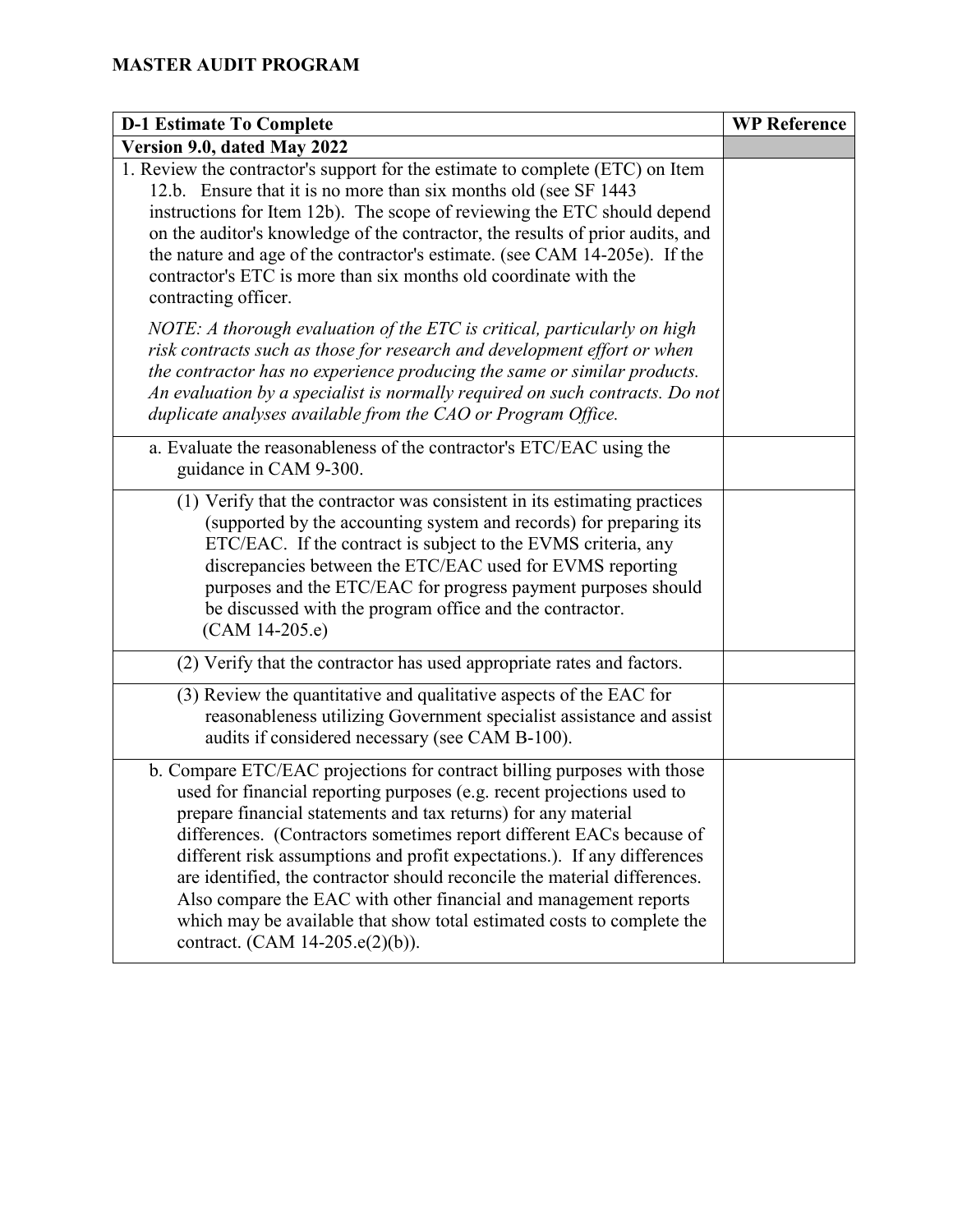**MASTER AUDIT PROGRAM**

| D-1 Estimate To Complete | WP Reference |
|---|---|
| **Version 9.0, dated May 2022** | |
| 1. Review the contractor's support for the estimate to complete (ETC) on Item 12.b. Ensure that it is no more than six months old (see SF 1443 instructions for Item 12b). The scope of reviewing the ETC should depend on the auditor's knowledge of the contractor, the results of prior audits, and the nature and age of the contractor's estimate. (see CAM 14-205e). If the contractor's ETC is more than six months old coordinate with the contracting officer.<br><br>*NOTE: A thorough evaluation of the ETC is critical, particularly on high risk contracts such as those for research and development effort or when the contractor has no experience producing the same or similar products. An evaluation by a specialist is normally required on such contracts. Do not duplicate analyses available from the CAO or Program Office.* | |
| a. Evaluate the reasonableness of the contractor's ETC/EAC using the guidance in CAM 9-300. | |
| (1) Verify that the contractor was consistent in its estimating practices (supported by the accounting system and records) for preparing its ETC/EAC. If the contract is subject to the EVMS criteria, any discrepancies between the ETC/EAC used for EVMS reporting purposes and the ETC/EAC for progress payment purposes should be discussed with the program office and the contractor. (CAM 14-205.e) | |
| (2) Verify that the contractor has used appropriate rates and factors. | |
| (3) Review the quantitative and qualitative aspects of the EAC for reasonableness utilizing Government specialist assistance and assist audits if considered necessary (see CAM B-100). | |
| b. Compare ETC/EAC projections for contract billing purposes with those used for financial reporting purposes (e.g. recent projections used to prepare financial statements and tax returns) for any material differences. (Contractors sometimes report different EACs because of different risk assumptions and profit expectations.). If any differences are identified, the contractor should reconcile the material differences. Also compare the EAC with other financial and management reports which may be available that show total estimated costs to complete the contract. (CAM 14-205.e(2)(b)). | |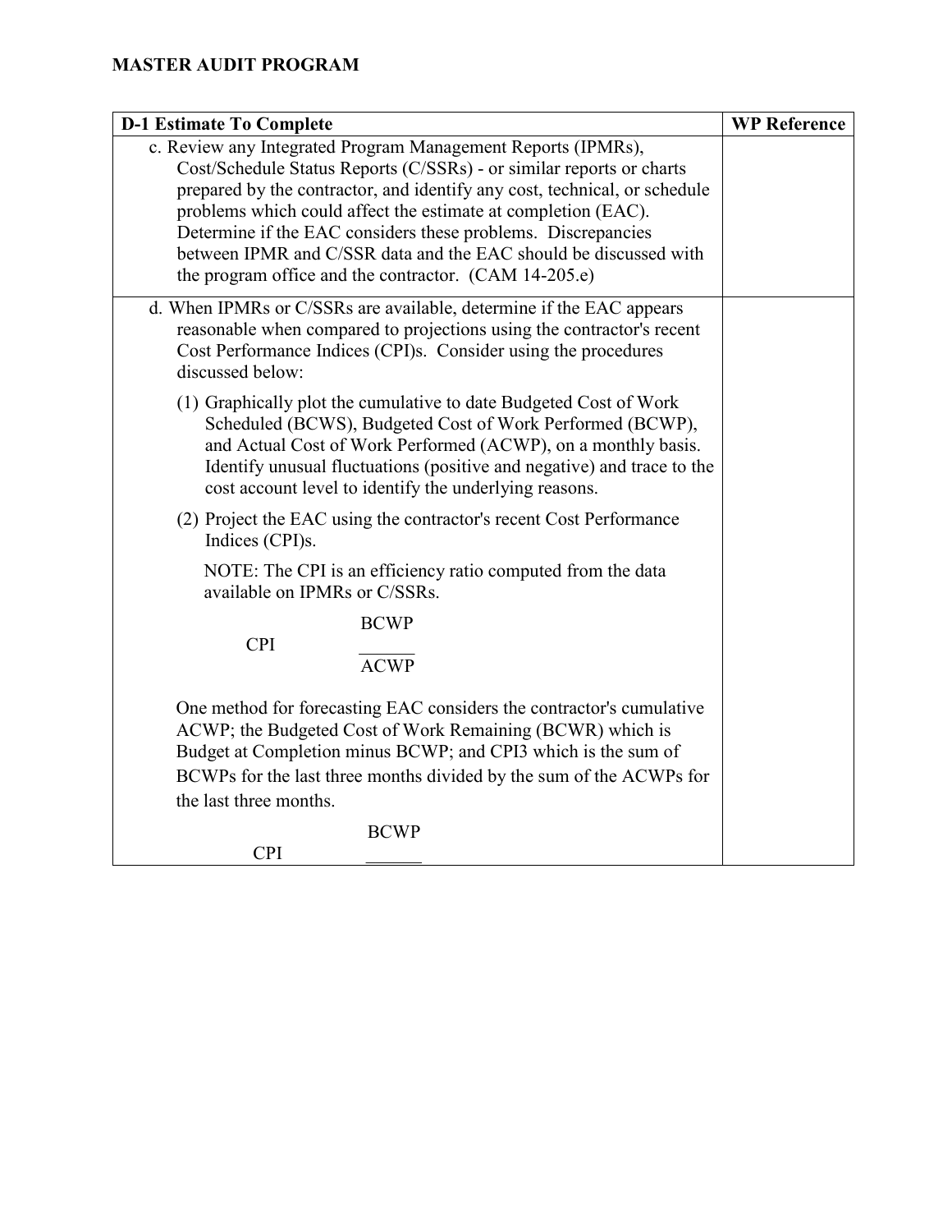**MASTER AUDIT PROGRAM**

| D-1 Estimate To Complete | WP Reference |
|---|---|
| c. Review any Integrated Program Management Reports (IPMRs), Cost/Schedule Status Reports (C/SSRs) - or similar reports or charts prepared by the contractor, and identify any cost, technical, or schedule problems which could affect the estimate at completion (EAC). Determine if the EAC considers these problems. Discrepancies between IPMR and C/SSR data and the EAC should be discussed with the program office and the contractor. (CAM 14-205.e) | |
| d. When IPMRs or C/SSRs are available, determine if the EAC appears reasonable when compared to projections using the contractor's recent Cost Performance Indices (CPI)s. Consider using the procedures discussed below:<br><br>(1) Graphically plot the cumulative to date Budgeted Cost of Work Scheduled (BCWS), Budgeted Cost of Work Performed (BCWP), and Actual Cost of Work Performed (ACWP), on a monthly basis. Identify unusual fluctuations (positive and negative) and trace to the cost account level to identify the underlying reasons.<br><br>(2) Project the EAC using the contractor's recent Cost Performance Indices (CPI)s.<br><br>NOTE: The CPI is an efficiency ratio computed from the data available on IPMRs or C/SSRs.<br><br>$CPI \quad \frac{BCWP}{ACWP}$<br><br>One method for forecasting EAC considers the contractor's cumulative ACWP; the Budgeted Cost of Work Remaining (BCWR) which is Budget at Completion minus BCWP; and CPI3 which is the sum of BCWPs for the last three months divided by the sum of the ACWPs for the last three months.<br><br>$CPI \quad \frac{BCWP}{\phantom{ACWP}}$ | |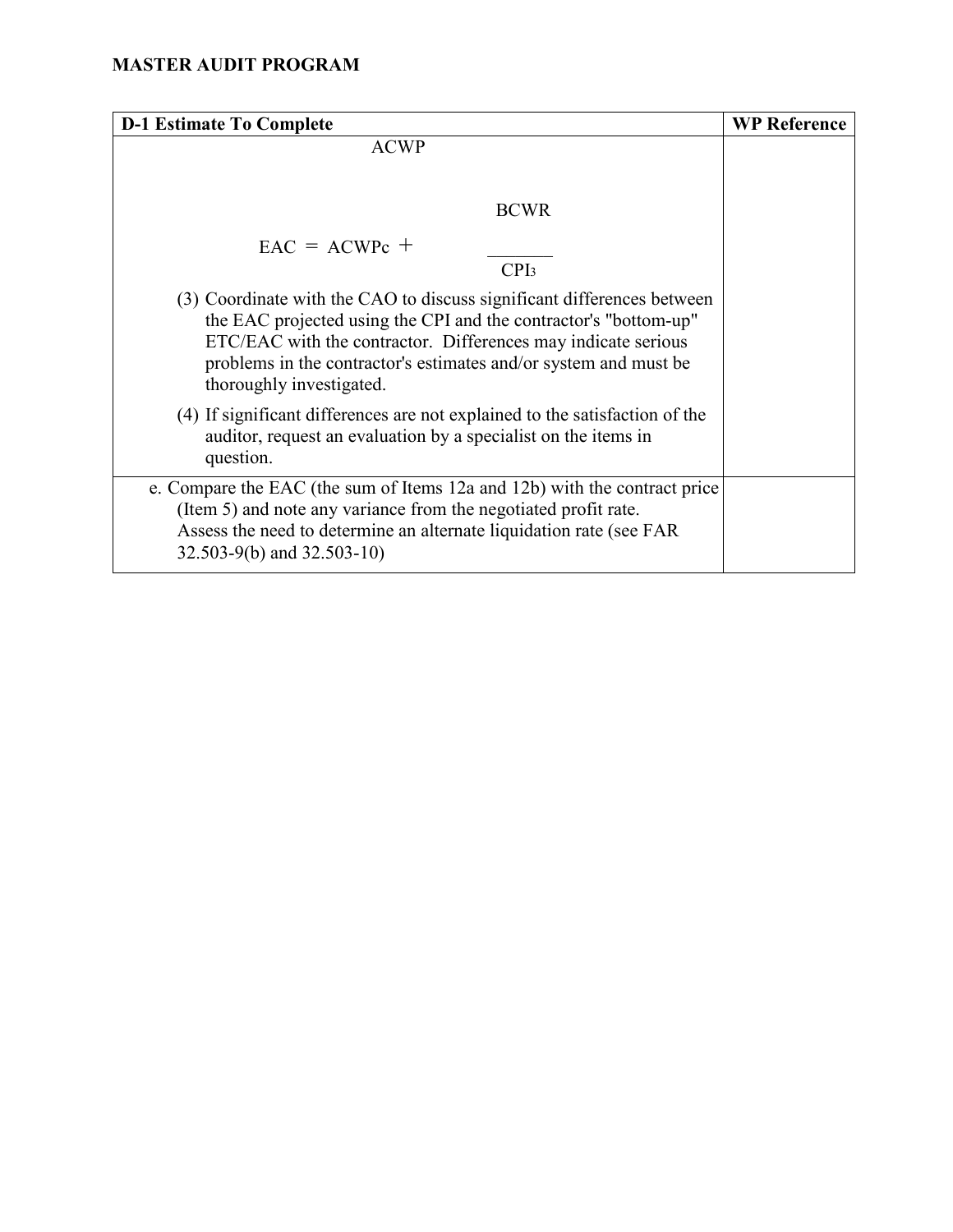**MASTER AUDIT PROGRAM**

| D-1 Estimate To Complete | WP Reference |
|---|---|
| ACWP<br><br>$$EAC = ACWP_c + \frac{BCWR}{CPI_3}$$<br><br>(3) Coordinate with the CAO to discuss significant differences between the EAC projected using the CPI and the contractor's "bottom-up" ETC/EAC with the contractor. Differences may indicate serious problems in the contractor's estimates and/or system and must be thoroughly investigated.<br><br>(4) If significant differences are not explained to the satisfaction of the auditor, request an evaluation by a specialist on the items in question. | |
| e. Compare the EAC (the sum of Items 12a and 12b) with the contract price (Item 5) and note any variance from the negotiated profit rate. Assess the need to determine an alternate liquidation rate (see FAR 32.503-9(b) and 32.503-10) | |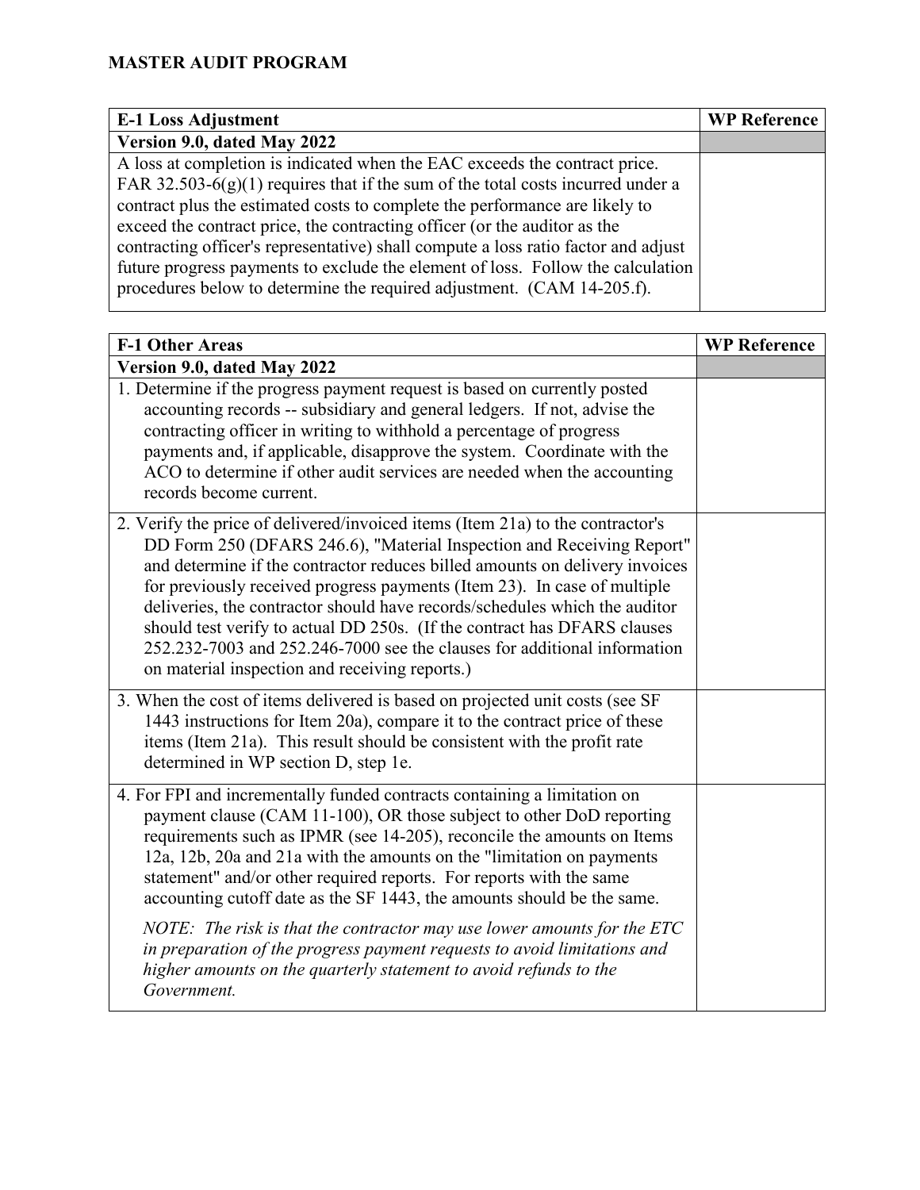## MASTER AUDIT PROGRAM

| E-1 Loss Adjustment | WP Reference |
|---|---|
| **Version 9.0, dated May 2022** | |
| A loss at completion is indicated when the EAC exceeds the contract price. FAR 32.503-6(g)(1) requires that if the sum of the total costs incurred under a contract plus the estimated costs to complete the performance are likely to exceed the contract price, the contracting officer (or the auditor as the contracting officer's representative) shall compute a loss ratio factor and adjust future progress payments to exclude the element of loss. Follow the calculation procedures below to determine the required adjustment. (CAM 14-205.f). | |

| F-1 Other Areas | WP Reference |
|---|---|
| **Version 9.0, dated May 2022** | |
| 1. Determine if the progress payment request is based on currently posted accounting records -- subsidiary and general ledgers. If not, advise the contracting officer in writing to withhold a percentage of progress payments and, if applicable, disapprove the system. Coordinate with the ACO to determine if other audit services are needed when the accounting records become current. | |
| 2. Verify the price of delivered/invoiced items (Item 21a) to the contractor's DD Form 250 (DFARS 246.6), "Material Inspection and Receiving Report" and determine if the contractor reduces billed amounts on delivery invoices for previously received progress payments (Item 23). In case of multiple deliveries, the contractor should have records/schedules which the auditor should test verify to actual DD 250s. (If the contract has DFARS clauses 252.232-7003 and 252.246-7000 see the clauses for additional information on material inspection and receiving reports.) | |
| 3. When the cost of items delivered is based on projected unit costs (see SF 1443 instructions for Item 20a), compare it to the contract price of these items (Item 21a). This result should be consistent with the profit rate determined in WP section D, step 1e. | |
| 4. For FPI and incrementally funded contracts containing a limitation on payment clause (CAM 11-100), OR those subject to other DoD reporting requirements such as IPMR (see 14-205), reconcile the amounts on Items 12a, 12b, 20a and 21a with the amounts on the "limitation on payments statement" and/or other required reports. For reports with the same accounting cutoff date as the SF 1443, the amounts should be the same.<br><br>*NOTE: The risk is that the contractor may use lower amounts for the ETC in preparation of the progress payment requests to avoid limitations and higher amounts on the quarterly statement to avoid refunds to the Government.* | |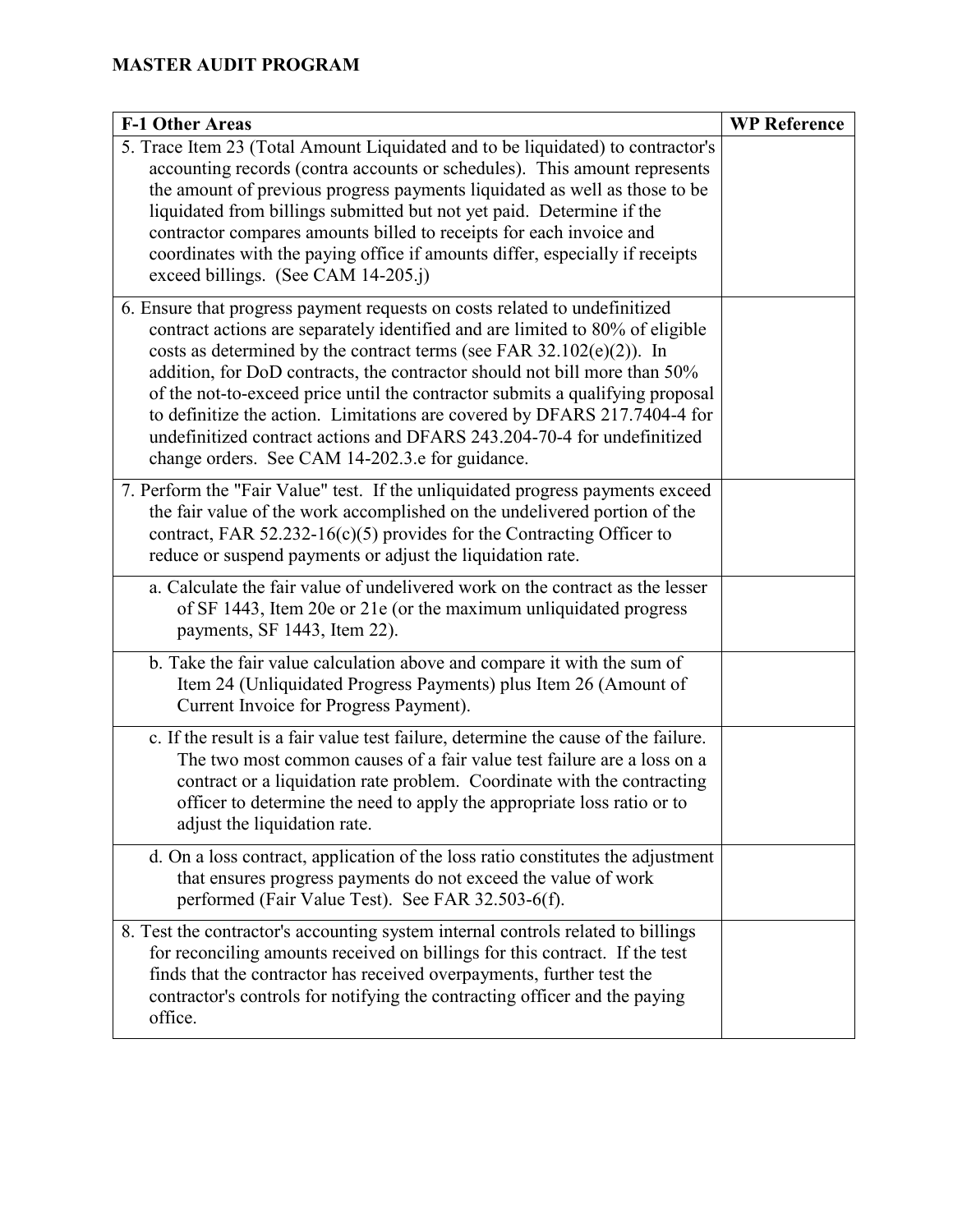## MASTER AUDIT PROGRAM

| F-1 Other Areas | WP Reference |
| --- | --- |
| 5. Trace Item 23 (Total Amount Liquidated and to be liquidated) to contractor's accounting records (contra accounts or schedules). This amount represents the amount of previous progress payments liquidated as well as those to be liquidated from billings submitted but not yet paid. Determine if the contractor compares amounts billed to receipts for each invoice and coordinates with the paying office if amounts differ, especially if receipts exceed billings. (See CAM 14-205.j) | |
| 6. Ensure that progress payment requests on costs related to undefinitized contract actions are separately identified and are limited to 80% of eligible costs as determined by the contract terms (see FAR 32.102(e)(2)). In addition, for DoD contracts, the contractor should not bill more than 50% of the not-to-exceed price until the contractor submits a qualifying proposal to definitize the action. Limitations are covered by DFARS 217.7404-4 for undefinitized contract actions and DFARS 243.204-70-4 for undefinitized change orders. See CAM 14-202.3.e for guidance. | |
| 7. Perform the "Fair Value" test. If the unliquidated progress payments exceed the fair value of the work accomplished on the undelivered portion of the contract, FAR 52.232-16(c)(5) provides for the Contracting Officer to reduce or suspend payments or adjust the liquidation rate. | |
| a. Calculate the fair value of undelivered work on the contract as the lesser of SF 1443, Item 20e or 21e (or the maximum unliquidated progress payments, SF 1443, Item 22). | |
| b. Take the fair value calculation above and compare it with the sum of Item 24 (Unliquidated Progress Payments) plus Item 26 (Amount of Current Invoice for Progress Payment). | |
| c. If the result is a fair value test failure, determine the cause of the failure. The two most common causes of a fair value test failure are a loss on a contract or a liquidation rate problem. Coordinate with the contracting officer to determine the need to apply the appropriate loss ratio or to adjust the liquidation rate. | |
| d. On a loss contract, application of the loss ratio constitutes the adjustment that ensures progress payments do not exceed the value of work performed (Fair Value Test). See FAR 32.503-6(f). | |
| 8. Test the contractor's accounting system internal controls related to billings for reconciling amounts received on billings for this contract. If the test finds that the contractor has received overpayments, further test the contractor's controls for notifying the contracting officer and the paying office. | |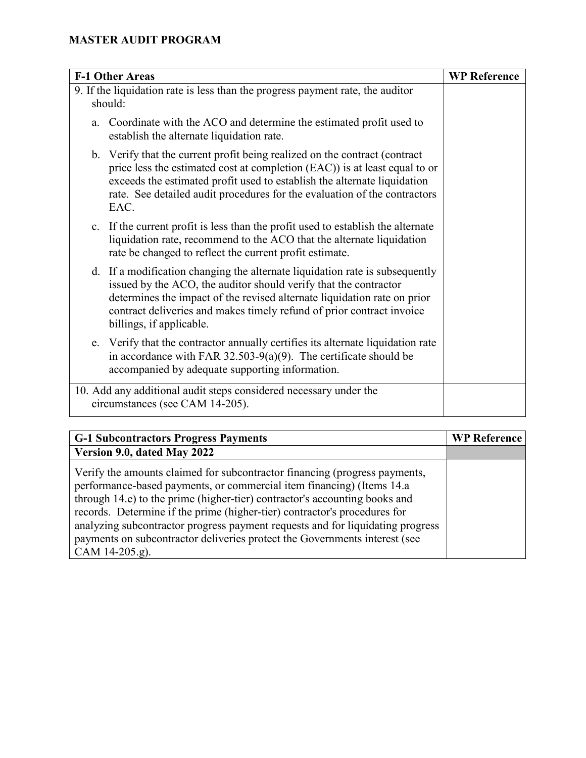**MASTER AUDIT PROGRAM**

| F-1 Other Areas | WP Reference |
|---|---|
| 9. If the liquidation rate is less than the progress payment rate, the auditor should:<br><br>a. Coordinate with the ACO and determine the estimated profit used to establish the alternate liquidation rate.<br><br>b. Verify that the current profit being realized on the contract (contract price less the estimated cost at completion (EAC)) is at least equal to or exceeds the estimated profit used to establish the alternate liquidation rate. See detailed audit procedures for the evaluation of the contractors EAC.<br><br>c. If the current profit is less than the profit used to establish the alternate liquidation rate, recommend to the ACO that the alternate liquidation rate be changed to reflect the current profit estimate.<br><br>d. If a modification changing the alternate liquidation rate is subsequently issued by the ACO, the auditor should verify that the contractor determines the impact of the revised alternate liquidation rate on prior contract deliveries and makes timely refund of prior contract invoice billings, if applicable.<br><br>e. Verify that the contractor annually certifies its alternate liquidation rate in accordance with FAR 32.503-9(a)(9). The certificate should be accompanied by adequate supporting information. | |
| 10. Add any additional audit steps considered necessary under the circumstances (see CAM 14-205). | |

| G-1 Subcontractors Progress Payments | WP Reference |
|---|---|
| **Version 9.0, dated May 2022** | |
| Verify the amounts claimed for subcontractor financing (progress payments, performance-based payments, or commercial item financing) (Items 14.a through 14.e) to the prime (higher-tier) contractor's accounting books and records. Determine if the prime (higher-tier) contractor's procedures for analyzing subcontractor progress payment requests and for liquidating progress payments on subcontractor deliveries protect the Governments interest (see CAM 14-205.g). | |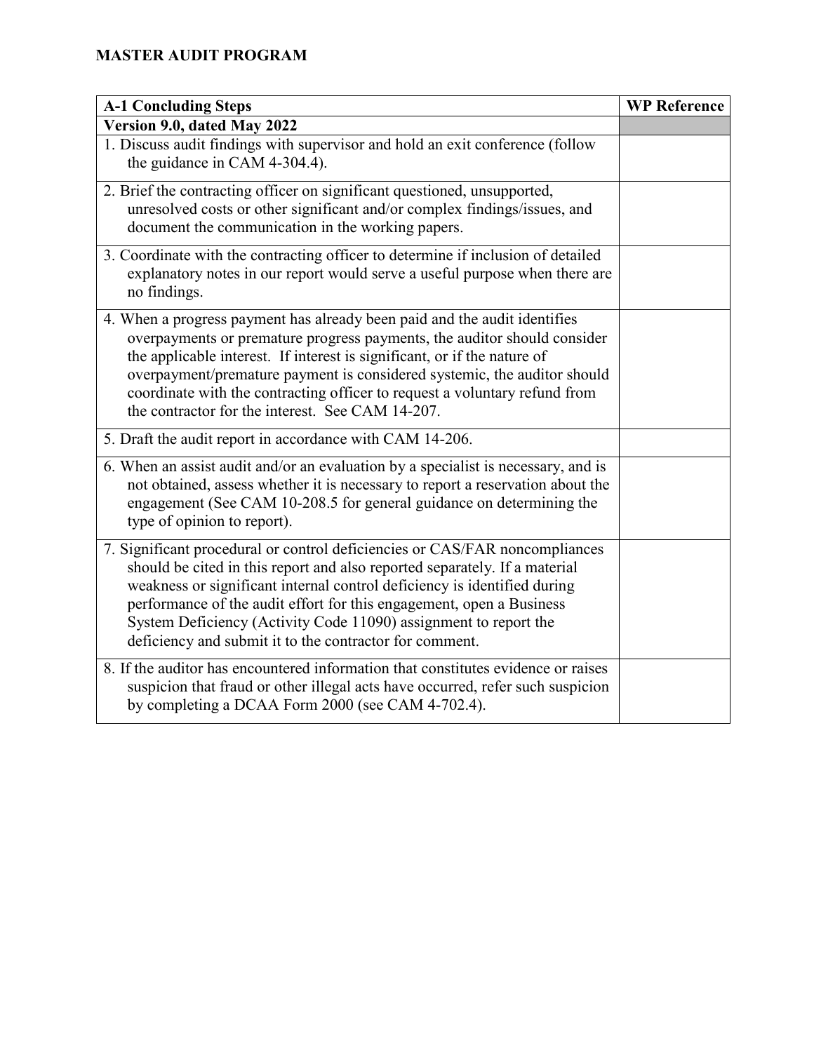**MASTER AUDIT PROGRAM**

| A-1 Concluding Steps | WP Reference |
|---|---|
| **Version 9.0, dated May 2022** | |
| 1. Discuss audit findings with supervisor and hold an exit conference (follow the guidance in CAM 4-304.4). | |
| 2. Brief the contracting officer on significant questioned, unsupported, unresolved costs or other significant and/or complex findings/issues, and document the communication in the working papers. | |
| 3. Coordinate with the contracting officer to determine if inclusion of detailed explanatory notes in our report would serve a useful purpose when there are no findings. | |
| 4. When a progress payment has already been paid and the audit identifies overpayments or premature progress payments, the auditor should consider the applicable interest. If interest is significant, or if the nature of overpayment/premature payment is considered systemic, the auditor should coordinate with the contracting officer to request a voluntary refund from the contractor for the interest. See CAM 14-207. | |
| 5. Draft the audit report in accordance with CAM 14-206. | |
| 6. When an assist audit and/or an evaluation by a specialist is necessary, and is not obtained, assess whether it is necessary to report a reservation about the engagement (See CAM 10-208.5 for general guidance on determining the type of opinion to report). | |
| 7. Significant procedural or control deficiencies or CAS/FAR noncompliances should be cited in this report and also reported separately. If a material weakness or significant internal control deficiency is identified during performance of the audit effort for this engagement, open a Business System Deficiency (Activity Code 11090) assignment to report the deficiency and submit it to the contractor for comment. | |
| 8. If the auditor has encountered information that constitutes evidence or raises suspicion that fraud or other illegal acts have occurred, refer such suspicion by completing a DCAA Form 2000 (see CAM 4-702.4). | |